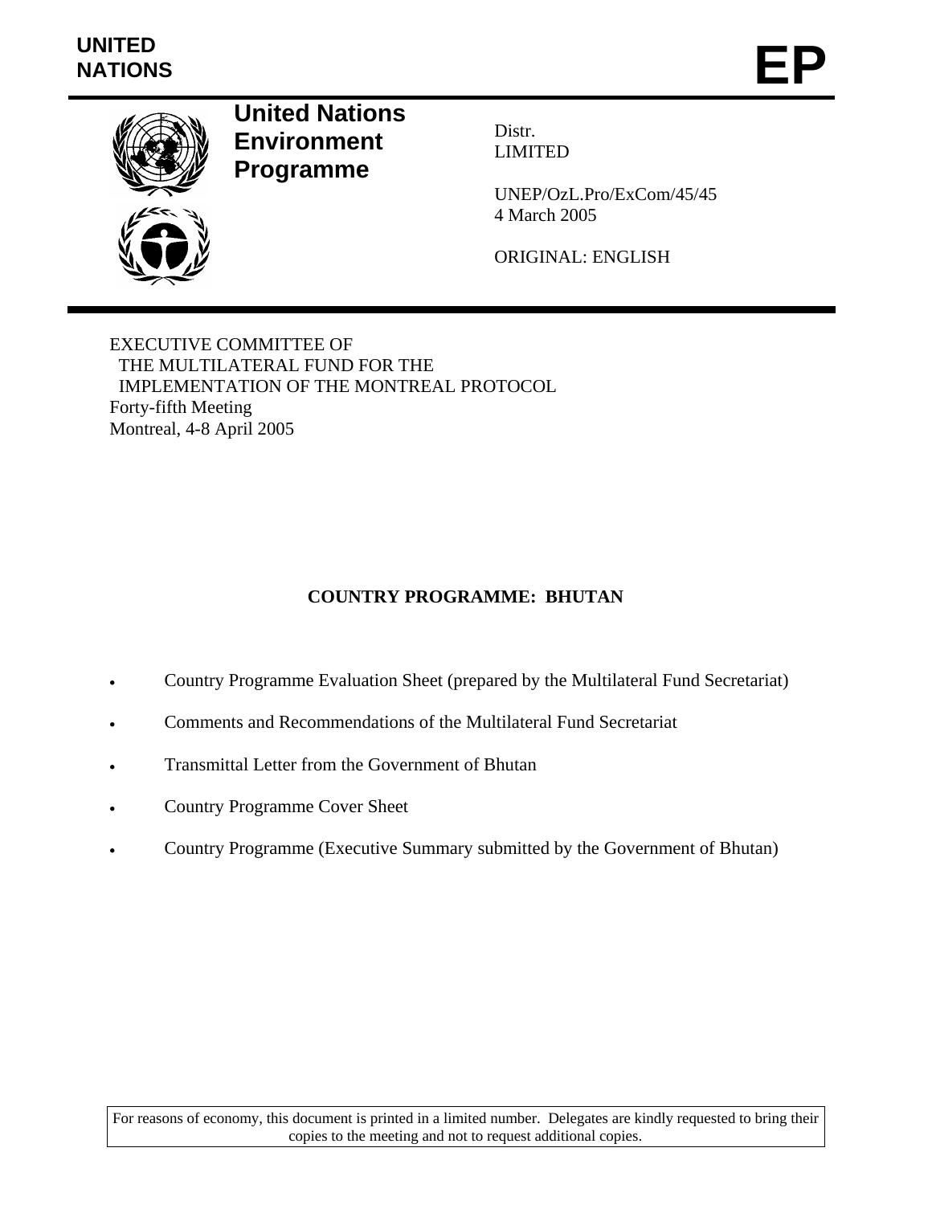**UNITED NATIONS**

# EP

## United Nations Environment Programme

Distr.
LIMITED

UNEP/OzL.Pro/ExCom/45/45
4 March 2005

ORIGINAL: ENGLISH

EXECUTIVE COMMITTEE OF
THE MULTILATERAL FUND FOR THE
IMPLEMENTATION OF THE MONTREAL PROTOCOL
Forty-fifth Meeting
Montreal, 4-8 April 2005

**COUNTRY PROGRAMME: BHUTAN**

- Country Programme Evaluation Sheet (prepared by the Multilateral Fund Secretariat)
- Comments and Recommendations of the Multilateral Fund Secretariat
- Transmittal Letter from the Government of Bhutan
- Country Programme Cover Sheet
- Country Programme (Executive Summary submitted by the Government of Bhutan)

For reasons of economy, this document is printed in a limited number. Delegates are kindly requested to bring their copies to the meeting and not to request additional copies.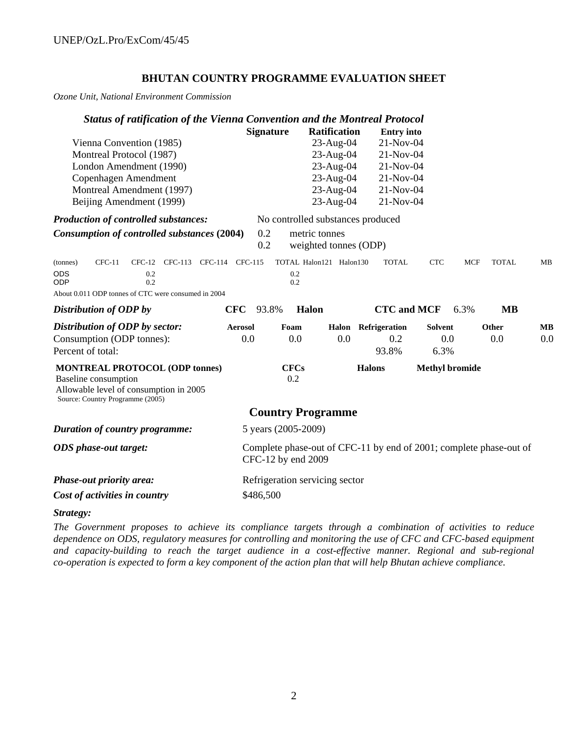## BHUTAN COUNTRY PROGRAMME EVALUATION SHEET

*Ozone Unit, National Environment Commission*

### *Status of ratification of the Vienna Convention and the Montreal Protocol*

| | Signature | Ratification | Entry into |
|---|---|---|---|
| Vienna Convention (1985) | | 23-Aug-04 | 21-Nov-04 |
| Montreal Protocol (1987) | | 23-Aug-04 | 21-Nov-04 |
| London Amendment (1990) | | 23-Aug-04 | 21-Nov-04 |
| Copenhagen Amendment | | 23-Aug-04 | 21-Nov-04 |
| Montreal Amendment (1997) | | 23-Aug-04 | 21-Nov-04 |
| Beijing Amendment (1999) | | 23-Aug-04 | 21-Nov-04 |

***Production of controlled substances:*** No controlled substances produced

***Consumption of controlled substances* (2004)** 0.2 metric tonnes
0.2 weighted tonnes (ODP)

| (tonnes) | CFC-11 | CFC-12 | CFC-113 | CFC-114 | CFC-115 | TOTAL | Halon121 | Halon130 | TOTAL | CTC | MCF | TOTAL | MB |
|---|---|---|---|---|---|---|---|---|---|---|---|---|---|
| ODS | | 0.2 | | | | 0.2 | | | | | | | |
| ODP | | 0.2 | | | | 0.2 | | | | | | | |

About 0.011 ODP tonnes of CTC were consumed in 2004

| *Distribution of ODP by* | **CFC** | 93.8% | **Halon** | | **CTC and MCF** | 6.3% | **MB** |
|---|---|---|---|---|---|---|---|

| ***Distribution of ODP by sector:*** | **Aerosol** | **Foam** | **Halon** | **Refrigeration** | **Solvent** | **Other** | **MB** |
|---|---|---|---|---|---|---|---|
| Consumption (ODP tonnes): | 0.0 | 0.0 | 0.0 | 0.2 | 0.0 | 0.0 | 0.0 |
| Percent of total: | | | | 93.8% | 6.3% | | |

| **MONTREAL PROTOCOL (ODP tonnes)** | **CFCs** | **Halons** | **Methyl bromide** |
|---|---|---|---|
| Baseline consumption | 0.2 | | |
| Allowable level of consumption in 2005 | | | |

Source: Country Programme (2005)

## Country Programme

***Duration of country programme:*** 5 years (2005-2009)

***ODS phase-out target:*** Complete phase-out of CFC-11 by end of 2001; complete phase-out of CFC-12 by end 2009

***Phase-out priority area:*** Refrigeration servicing sector

***Cost of activities in country*** $486,500

***Strategy:***

*The Government proposes to achieve its compliance targets through a combination of activities to reduce dependence on ODS, regulatory measures for controlling and monitoring the use of CFC and CFC-based equipment and capacity-building to reach the target audience in a cost-effective manner. Regional and sub-regional co-operation is expected to form a key component of the action plan that will help Bhutan achieve compliance.*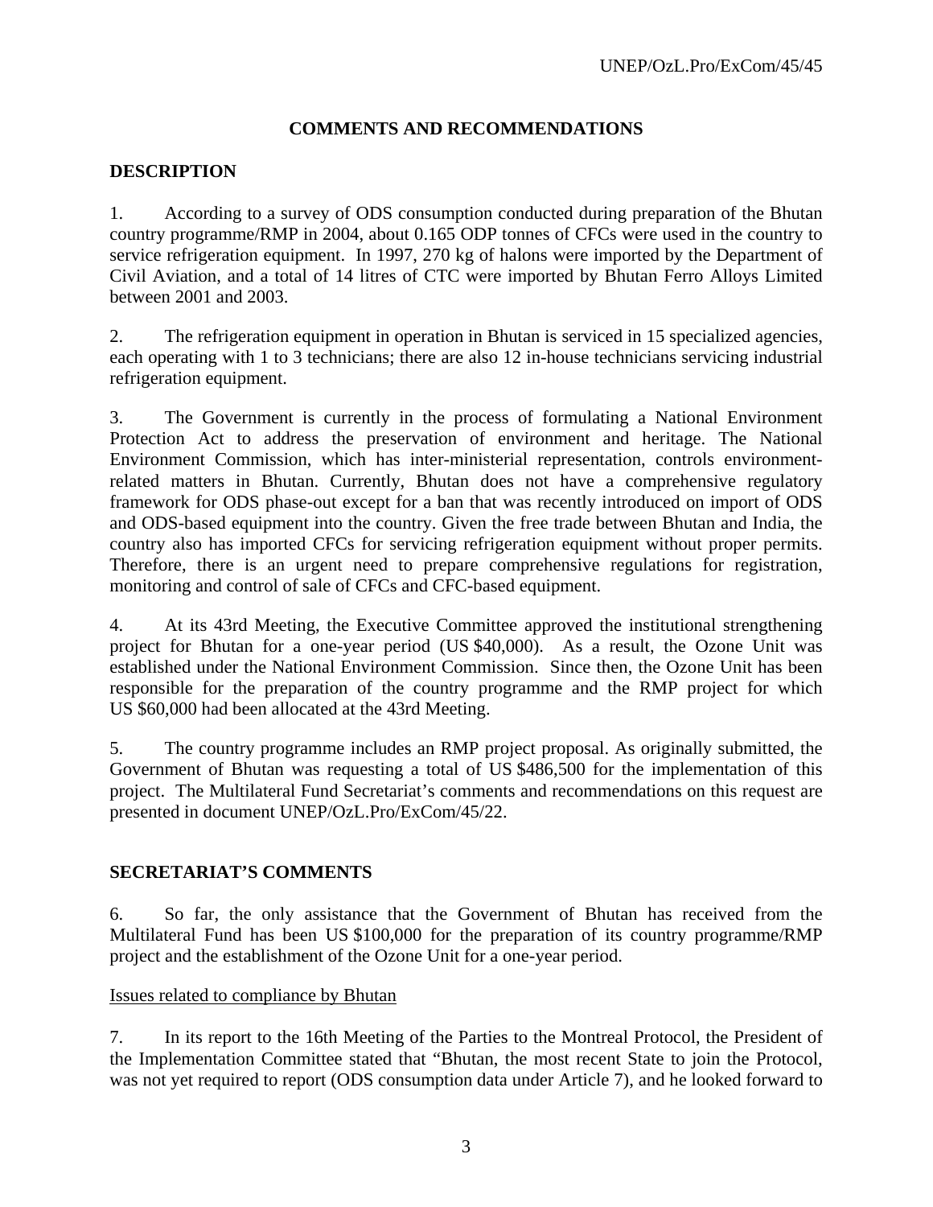## COMMENTS AND RECOMMENDATIONS

### DESCRIPTION

1. According to a survey of ODS consumption conducted during preparation of the Bhutan country programme/RMP in 2004, about 0.165 ODP tonnes of CFCs were used in the country to service refrigeration equipment. In 1997, 270 kg of halons were imported by the Department of Civil Aviation, and a total of 14 litres of CTC were imported by Bhutan Ferro Alloys Limited between 2001 and 2003.

2. The refrigeration equipment in operation in Bhutan is serviced in 15 specialized agencies, each operating with 1 to 3 technicians; there are also 12 in-house technicians servicing industrial refrigeration equipment.

3. The Government is currently in the process of formulating a National Environment Protection Act to address the preservation of environment and heritage. The National Environment Commission, which has inter-ministerial representation, controls environment-related matters in Bhutan. Currently, Bhutan does not have a comprehensive regulatory framework for ODS phase-out except for a ban that was recently introduced on import of ODS and ODS-based equipment into the country. Given the free trade between Bhutan and India, the country also has imported CFCs for servicing refrigeration equipment without proper permits. Therefore, there is an urgent need to prepare comprehensive regulations for registration, monitoring and control of sale of CFCs and CFC-based equipment.

4. At its 43rd Meeting, the Executive Committee approved the institutional strengthening project for Bhutan for a one-year period (US $40,000). As a result, the Ozone Unit was established under the National Environment Commission. Since then, the Ozone Unit has been responsible for the preparation of the country programme and the RMP project for which US $60,000 had been allocated at the 43rd Meeting.

5. The country programme includes an RMP project proposal. As originally submitted, the Government of Bhutan was requesting a total of US $486,500 for the implementation of this project. The Multilateral Fund Secretariat's comments and recommendations on this request are presented in document UNEP/OzL.Pro/ExCom/45/22.

### SECRETARIAT'S COMMENTS

6. So far, the only assistance that the Government of Bhutan has received from the Multilateral Fund has been US $100,000 for the preparation of its country programme/RMP project and the establishment of the Ozone Unit for a one-year period.

Issues related to compliance by Bhutan

7. In its report to the 16th Meeting of the Parties to the Montreal Protocol, the President of the Implementation Committee stated that "Bhutan, the most recent State to join the Protocol, was not yet required to report (ODS consumption data under Article 7), and he looked forward to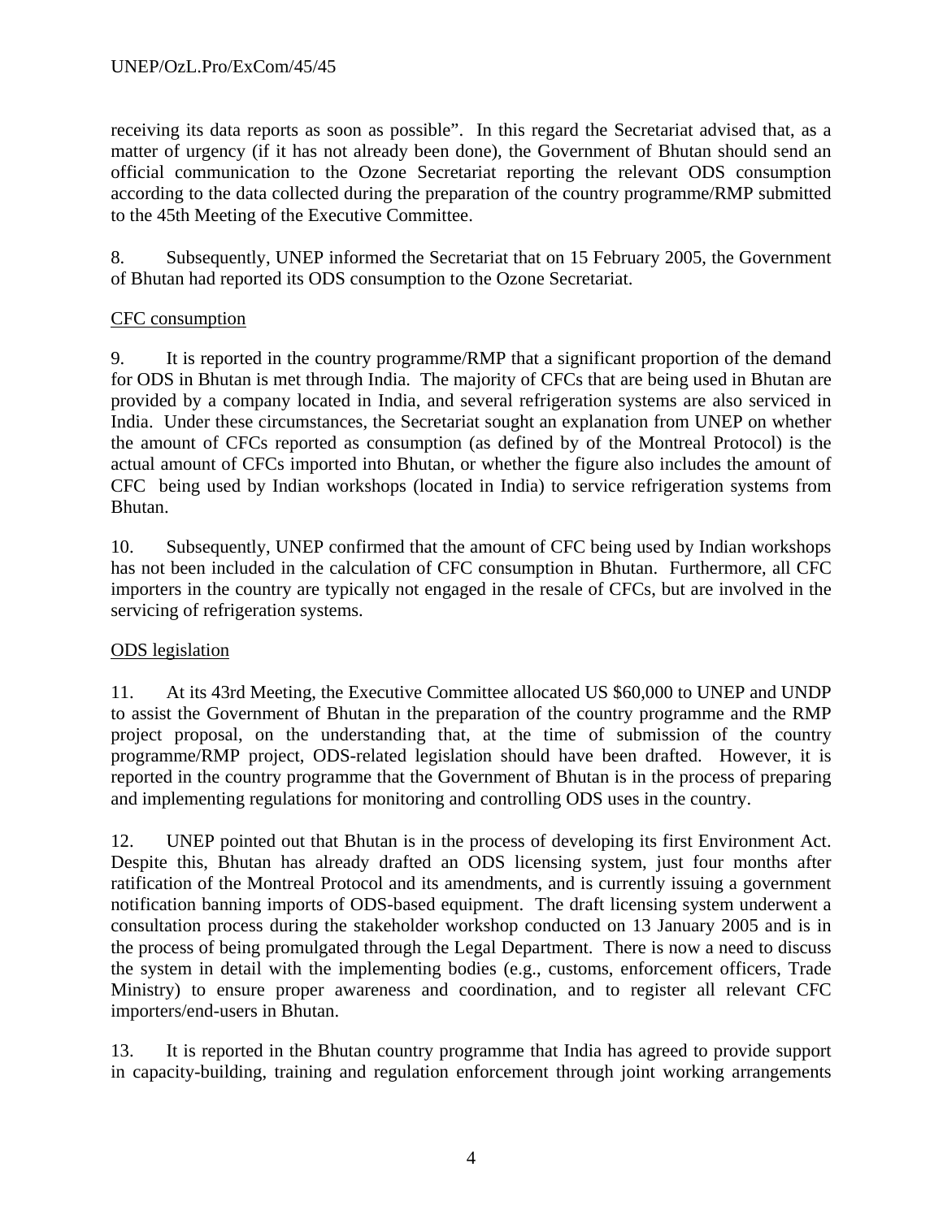receiving its data reports as soon as possible". In this regard the Secretariat advised that, as a matter of urgency (if it has not already been done), the Government of Bhutan should send an official communication to the Ozone Secretariat reporting the relevant ODS consumption according to the data collected during the preparation of the country programme/RMP submitted to the 45th Meeting of the Executive Committee.

8. Subsequently, UNEP informed the Secretariat that on 15 February 2005, the Government of Bhutan had reported its ODS consumption to the Ozone Secretariat.

CFC consumption

9. It is reported in the country programme/RMP that a significant proportion of the demand for ODS in Bhutan is met through India. The majority of CFCs that are being used in Bhutan are provided by a company located in India, and several refrigeration systems are also serviced in India. Under these circumstances, the Secretariat sought an explanation from UNEP on whether the amount of CFCs reported as consumption (as defined by of the Montreal Protocol) is the actual amount of CFCs imported into Bhutan, or whether the figure also includes the amount of CFC being used by Indian workshops (located in India) to service refrigeration systems from Bhutan.

10. Subsequently, UNEP confirmed that the amount of CFC being used by Indian workshops has not been included in the calculation of CFC consumption in Bhutan. Furthermore, all CFC importers in the country are typically not engaged in the resale of CFCs, but are involved in the servicing of refrigeration systems.

ODS legislation

11. At its 43rd Meeting, the Executive Committee allocated US $60,000 to UNEP and UNDP to assist the Government of Bhutan in the preparation of the country programme and the RMP project proposal, on the understanding that, at the time of submission of the country programme/RMP project, ODS-related legislation should have been drafted. However, it is reported in the country programme that the Government of Bhutan is in the process of preparing and implementing regulations for monitoring and controlling ODS uses in the country.

12. UNEP pointed out that Bhutan is in the process of developing its first Environment Act. Despite this, Bhutan has already drafted an ODS licensing system, just four months after ratification of the Montreal Protocol and its amendments, and is currently issuing a government notification banning imports of ODS-based equipment. The draft licensing system underwent a consultation process during the stakeholder workshop conducted on 13 January 2005 and is in the process of being promulgated through the Legal Department. There is now a need to discuss the system in detail with the implementing bodies (e.g., customs, enforcement officers, Trade Ministry) to ensure proper awareness and coordination, and to register all relevant CFC importers/end-users in Bhutan.

13. It is reported in the Bhutan country programme that India has agreed to provide support in capacity-building, training and regulation enforcement through joint working arrangements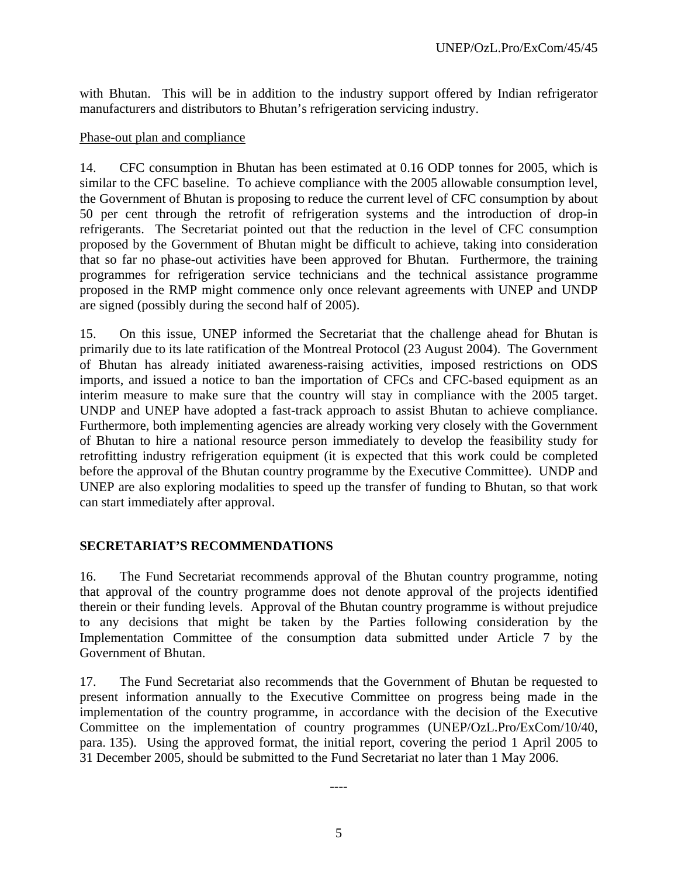with Bhutan. This will be in addition to the industry support offered by Indian refrigerator manufacturers and distributors to Bhutan's refrigeration servicing industry.

<u>Phase-out plan and compliance</u>

14. CFC consumption in Bhutan has been estimated at 0.16 ODP tonnes for 2005, which is similar to the CFC baseline. To achieve compliance with the 2005 allowable consumption level, the Government of Bhutan is proposing to reduce the current level of CFC consumption by about 50 per cent through the retrofit of refrigeration systems and the introduction of drop-in refrigerants. The Secretariat pointed out that the reduction in the level of CFC consumption proposed by the Government of Bhutan might be difficult to achieve, taking into consideration that so far no phase-out activities have been approved for Bhutan. Furthermore, the training programmes for refrigeration service technicians and the technical assistance programme proposed in the RMP might commence only once relevant agreements with UNEP and UNDP are signed (possibly during the second half of 2005).

15. On this issue, UNEP informed the Secretariat that the challenge ahead for Bhutan is primarily due to its late ratification of the Montreal Protocol (23 August 2004). The Government of Bhutan has already initiated awareness-raising activities, imposed restrictions on ODS imports, and issued a notice to ban the importation of CFCs and CFC-based equipment as an interim measure to make sure that the country will stay in compliance with the 2005 target. UNDP and UNEP have adopted a fast-track approach to assist Bhutan to achieve compliance. Furthermore, both implementing agencies are already working very closely with the Government of Bhutan to hire a national resource person immediately to develop the feasibility study for retrofitting industry refrigeration equipment (it is expected that this work could be completed before the approval of the Bhutan country programme by the Executive Committee). UNDP and UNEP are also exploring modalities to speed up the transfer of funding to Bhutan, so that work can start immediately after approval.

## SECRETARIAT'S RECOMMENDATIONS

16. The Fund Secretariat recommends approval of the Bhutan country programme, noting that approval of the country programme does not denote approval of the projects identified therein or their funding levels. Approval of the Bhutan country programme is without prejudice to any decisions that might be taken by the Parties following consideration by the Implementation Committee of the consumption data submitted under Article 7 by the Government of Bhutan.

17. The Fund Secretariat also recommends that the Government of Bhutan be requested to present information annually to the Executive Committee on progress being made in the implementation of the country programme, in accordance with the decision of the Executive Committee on the implementation of country programmes (UNEP/OzL.Pro/ExCom/10/40, para. 135). Using the approved format, the initial report, covering the period 1 April 2005 to 31 December 2005, should be submitted to the Fund Secretariat no later than 1 May 2006.

----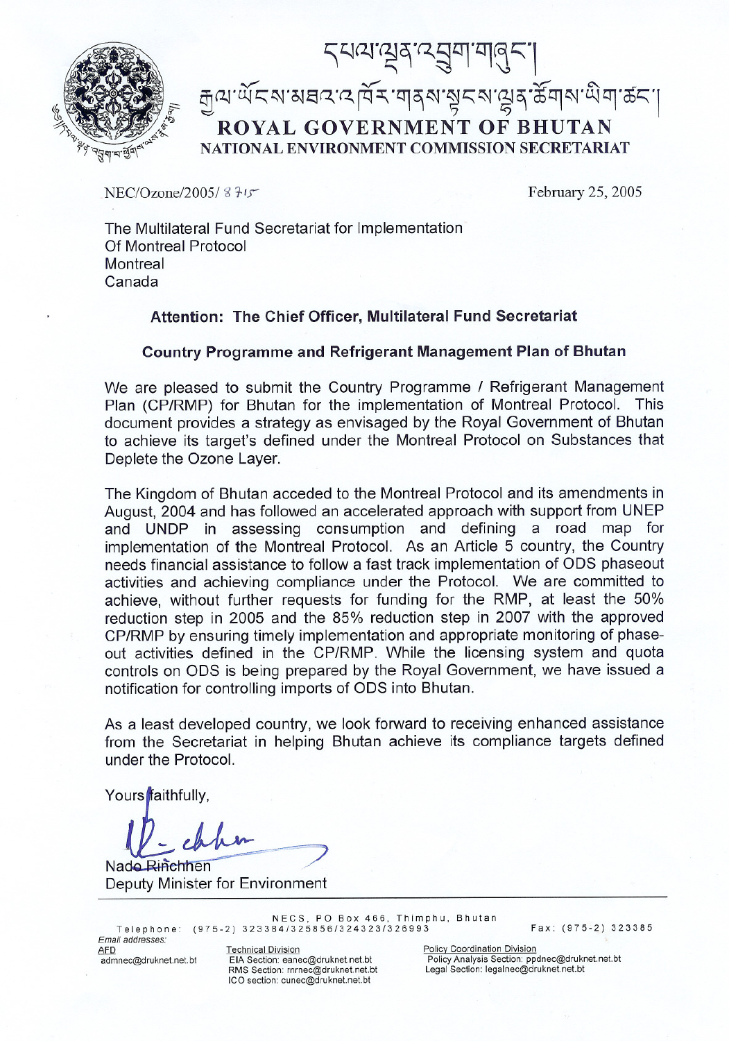དཔལ་ལྡན་འབྲུག་གཞུང་།

རྒྱལ་ཡོངས་མཐའ་འཁོར་གནས་སྟངས་ལྷན་ཚོགས་ཡིག་ཚང་།

**ROYAL GOVERNMENT OF BHUTAN**

**NATIONAL ENVIRONMENT COMMISSION SECRETARIAT**

NEC/Ozone/2005/ 8715

February 25, 2005

The Multilateral Fund Secretariat for Implementation
Of Montreal Protocol
Montreal
Canada

**Attention: The Chief Officer, Multilateral Fund Secretariat**

**Country Programme and Refrigerant Management Plan of Bhutan**

We are pleased to submit the Country Programme / Refrigerant Management Plan (CP/RMP) for Bhutan for the implementation of Montreal Protocol. This document provides a strategy as envisaged by the Royal Government of Bhutan to achieve its target's defined under the Montreal Protocol on Substances that Deplete the Ozone Layer.

The Kingdom of Bhutan acceded to the Montreal Protocol and its amendments in August, 2004 and has followed an accelerated approach with support from UNEP and UNDP in assessing consumption and defining a road map for implementation of the Montreal Protocol. As an Article 5 country, the Country needs financial assistance to follow a fast track implementation of ODS phaseout activities and achieving compliance under the Protocol. We are committed to achieve, without further requests for funding for the RMP, at least the 50% reduction step in 2005 and the 85% reduction step in 2007 with the approved CP/RMP by ensuring timely implementation and appropriate monitoring of phase-out activities defined in the CP/RMP. While the licensing system and quota controls on ODS is being prepared by the Royal Government, we have issued a notification for controlling imports of ODS into Bhutan.

As a least developed country, we look forward to receiving enhanced assistance from the Secretariat in helping Bhutan achieve its compliance targets defined under the Protocol.

Yours faithfully,

Nado Rinchhen
Deputy Minister for Environment

NECS, PO Box 466, Thimphu, Bhutan
Telephone: (975-2) 323384/325856/324323/326993 Fax: (975-2) 323385

Email addresses:

AFD
admnec@druknet.net.bt

Technical Division
EIA Section: eanec@druknet.net.bt
RMS Section: rnrnec@druknet.net.bt
ICO section: cunec@druknet.net.bt

Policy Coordination Division
Policy Analysis Section: ppdnec@druknet.net.bt
Legal Section: legalnec@druknet.net.bt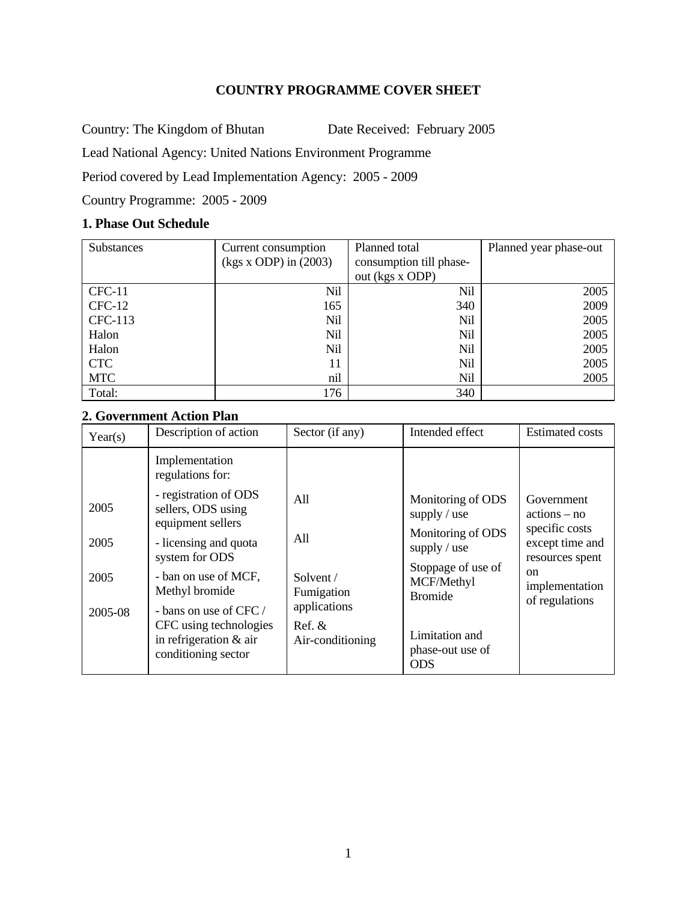# COUNTRY PROGRAMME COVER SHEET

Country: The Kingdom of Bhutan Date Received: February 2005

Lead National Agency: United Nations Environment Programme

Period covered by Lead Implementation Agency: 2005 - 2009

Country Programme: 2005 - 2009

## 1. Phase Out Schedule

| Substances | Current consumption (kgs x ODP) in (2003) | Planned total consumption till phase-out (kgs x ODP) | Planned year phase-out |
|---|---|---|---|
| CFC-11 | Nil | Nil | 2005 |
| CFC-12 | 165 | 340 | 2009 |
| CFC-113 | Nil | Nil | 2005 |
| Halon | Nil | Nil | 2005 |
| Halon | Nil | Nil | 2005 |
| CTC | 11 | Nil | 2005 |
| MTC | nil | Nil | 2005 |
| Total: | 176 | 340 | |

## 2. Government Action Plan

| Year(s) | Description of action | Sector (if any) | Intended effect | Estimated costs |
|---|---|---|---|---|
| | Implementation regulations for: | | | Government actions – no specific costs except time and resources spent on implementation of regulations |
| 2005 | - registration of ODS sellers, ODS using equipment sellers | All | Monitoring of ODS supply / use | |
| 2005 | - licensing and quota system for ODS | All | Monitoring of ODS supply / use | |
| 2005 | - ban on use of MCF, Methyl bromide | Solvent / Fumigation applications | Stoppage of use of MCF/Methyl Bromide | |
| 2005-08 | - bans on use of CFC / CFC using technologies in refrigeration & air conditioning sector | Ref. & Air-conditioning | Limitation and phase-out use of ODS | |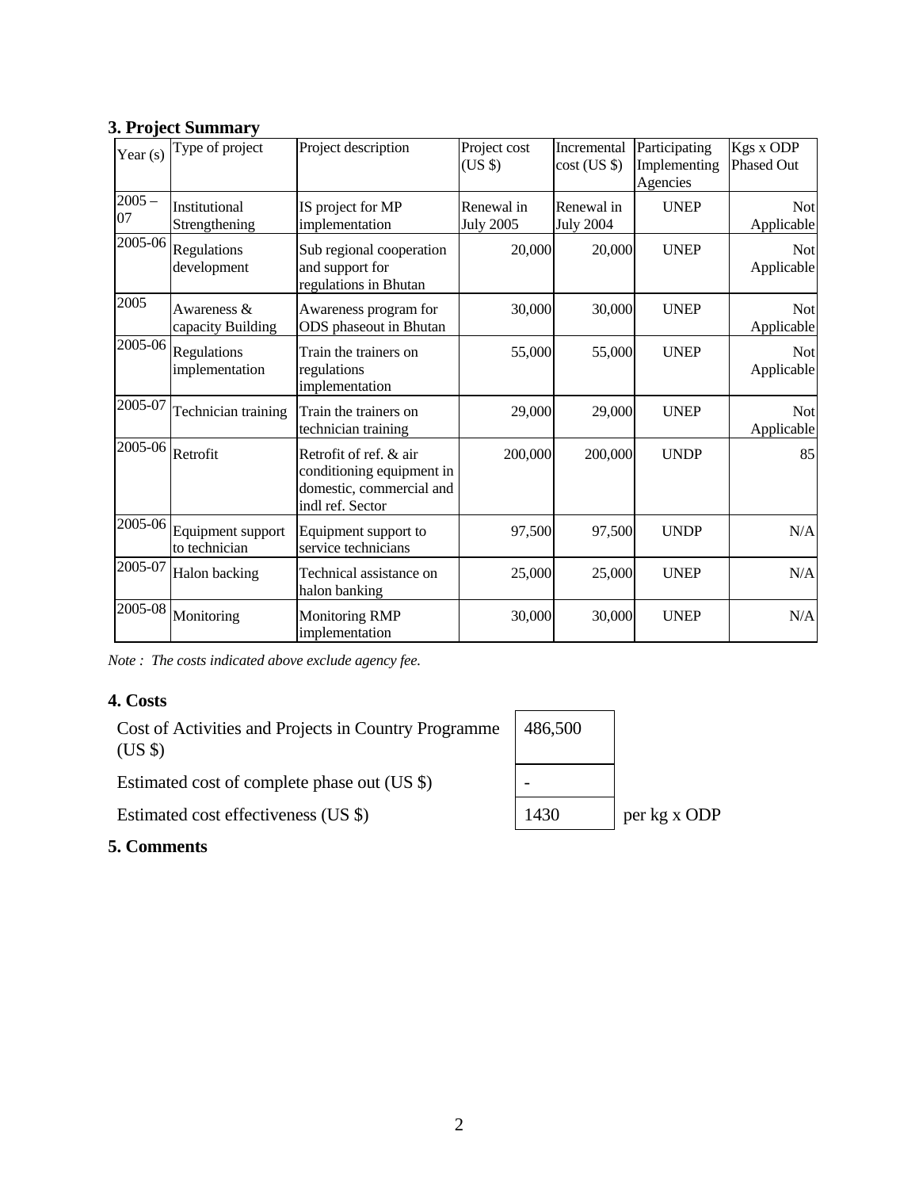## 3. Project Summary

| Year (s) | Type of project | Project description | Project cost (US $) | Incremental cost (US $) | Participating Implementing Agencies | Kgs x ODP Phased Out |
|---|---|---|---|---|---|---|
| 2005 – 07 | Institutional Strengthening | IS project for MP implementation | Renewal in July 2005 | Renewal in July 2004 | UNEP | Not Applicable |
| 2005-06 | Regulations development | Sub regional cooperation and support for regulations in Bhutan | 20,000 | 20,000 | UNEP | Not Applicable |
| 2005 | Awareness & capacity Building | Awareness program for ODS phaseout in Bhutan | 30,000 | 30,000 | UNEP | Not Applicable |
| 2005-06 | Regulations implementation | Train the trainers on regulations implementation | 55,000 | 55,000 | UNEP | Not Applicable |
| 2005-07 | Technician training | Train the trainers on technician training | 29,000 | 29,000 | UNEP | Not Applicable |
| 2005-06 | Retrofit | Retrofit of ref. & air conditioning equipment in domestic, commercial and indl ref. Sector | 200,000 | 200,000 | UNDP | 85 |
| 2005-06 | Equipment support to technician | Equipment support to service technicians | 97,500 | 97,500 | UNDP | N/A |
| 2005-07 | Halon backing | Technical assistance on halon banking | 25,000 | 25,000 | UNEP | N/A |
| 2005-08 | Monitoring | Monitoring RMP implementation | 30,000 | 30,000 | UNEP | N/A |

*Note : The costs indicated above exclude agency fee.*

## 4. Costs

| | | |
|---|---|---|
| Cost of Activities and Projects in Country Programme (US $) | 486,500 | |
| Estimated cost of complete phase out (US $) | - | |
| Estimated cost effectiveness (US $) | 1430 | per kg x ODP |

## 5. Comments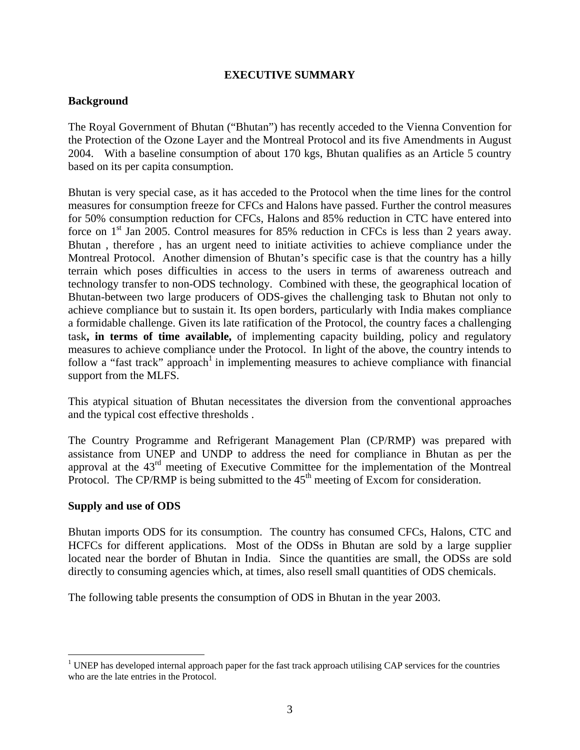# EXECUTIVE SUMMARY

## Background

The Royal Government of Bhutan ("Bhutan") has recently acceded to the Vienna Convention for the Protection of the Ozone Layer and the Montreal Protocol and its five Amendments in August 2004. With a baseline consumption of about 170 kgs, Bhutan qualifies as an Article 5 country based on its per capita consumption.

Bhutan is very special case, as it has acceded to the Protocol when the time lines for the control measures for consumption freeze for CFCs and Halons have passed. Further the control measures for 50% consumption reduction for CFCs, Halons and 85% reduction in CTC have entered into force on 1st Jan 2005. Control measures for 85% reduction in CFCs is less than 2 years away. Bhutan , therefore , has an urgent need to initiate activities to achieve compliance under the Montreal Protocol. Another dimension of Bhutan's specific case is that the country has a hilly terrain which poses difficulties in access to the users in terms of awareness outreach and technology transfer to non-ODS technology. Combined with these, the geographical location of Bhutan-between two large producers of ODS-gives the challenging task to Bhutan not only to achieve compliance but to sustain it. Its open borders, particularly with India makes compliance a formidable challenge. Given its late ratification of the Protocol, the country faces a challenging task**, in terms of time available,** of implementing capacity building, policy and regulatory measures to achieve compliance under the Protocol. In light of the above, the country intends to follow a "fast track" approach[1] in implementing measures to achieve compliance with financial support from the MLFS.

This atypical situation of Bhutan necessitates the diversion from the conventional approaches and the typical cost effective thresholds .

The Country Programme and Refrigerant Management Plan (CP/RMP) was prepared with assistance from UNEP and UNDP to address the need for compliance in Bhutan as per the approval at the 43rd meeting of Executive Committee for the implementation of the Montreal Protocol. The CP/RMP is being submitted to the 45th meeting of Excom for consideration.

## Supply and use of ODS

Bhutan imports ODS for its consumption. The country has consumed CFCs, Halons, CTC and HCFCs for different applications. Most of the ODSs in Bhutan are sold by a large supplier located near the border of Bhutan in India. Since the quantities are small, the ODSs are sold directly to consuming agencies which, at times, also resell small quantities of ODS chemicals.

The following table presents the consumption of ODS in Bhutan in the year 2003.

[1] UNEP has developed internal approach paper for the fast track approach utilising CAP services for the countries who are the late entries in the Protocol.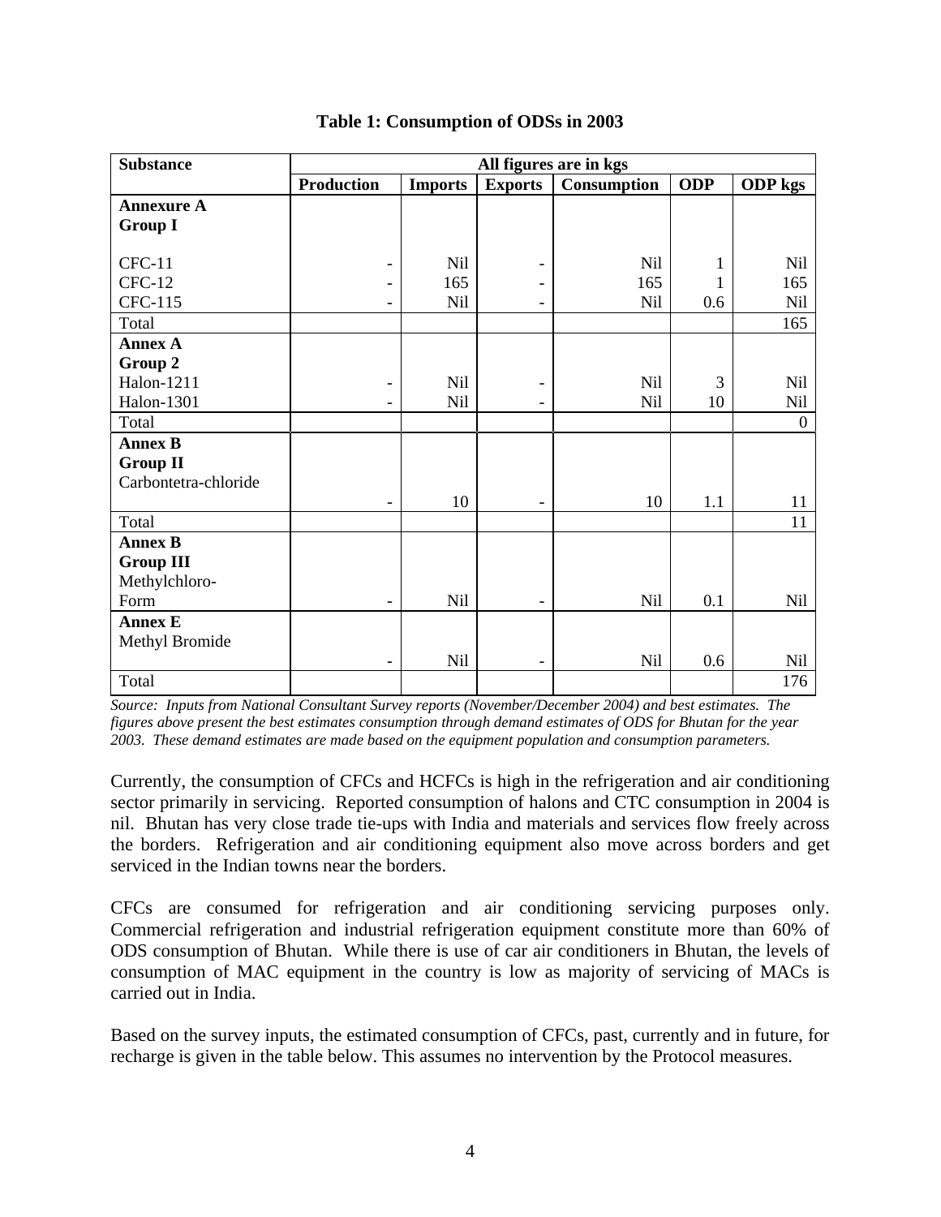**Table 1: Consumption of ODSs in 2003**

| Substance | All figures are in kgs | | | | | |
|---|---|---|---|---|---|---|
| | **Production** | **Imports** | **Exports** | **Consumption** | **ODP** | **ODP kgs** |
| **Annexure A** **Group I** | | | | | | |
| CFC-11 | - | Nil | - | Nil | 1 | Nil |
| CFC-12 | - | 165 | - | 165 | 1 | 165 |
| CFC-115 | - | Nil | - | Nil | 0.6 | Nil |
| Total | | | | | | 165 |
| **Annex A** **Group 2** | | | | | | |
| Halon-1211 | - | Nil | - | Nil | 3 | Nil |
| Halon-1301 | - | Nil | - | Nil | 10 | Nil |
| Total | | | | | | 0 |
| **Annex B** **Group II** Carbontetra-chloride | - | 10 | - | 10 | 1.1 | 11 |
| Total | | | | | | 11 |
| **Annex B** **Group III** Methylchloro-Form | - | Nil | - | Nil | 0.1 | Nil |
| **Annex E** Methyl Bromide | - | Nil | - | Nil | 0.6 | Nil |
| Total | | | | | | 176 |

*Source: Inputs from National Consultant Survey reports (November/December 2004) and best estimates. The figures above present the best estimates consumption through demand estimates of ODS for Bhutan for the year 2003. These demand estimates are made based on the equipment population and consumption parameters.*

Currently, the consumption of CFCs and HCFCs is high in the refrigeration and air conditioning sector primarily in servicing. Reported consumption of halons and CTC consumption in 2004 is nil. Bhutan has very close trade tie-ups with India and materials and services flow freely across the borders. Refrigeration and air conditioning equipment also move across borders and get serviced in the Indian towns near the borders.

CFCs are consumed for refrigeration and air conditioning servicing purposes only. Commercial refrigeration and industrial refrigeration equipment constitute more than 60% of ODS consumption of Bhutan. While there is use of car air conditioners in Bhutan, the levels of consumption of MAC equipment in the country is low as majority of servicing of MACs is carried out in India.

Based on the survey inputs, the estimated consumption of CFCs, past, currently and in future, for recharge is given in the table below. This assumes no intervention by the Protocol measures.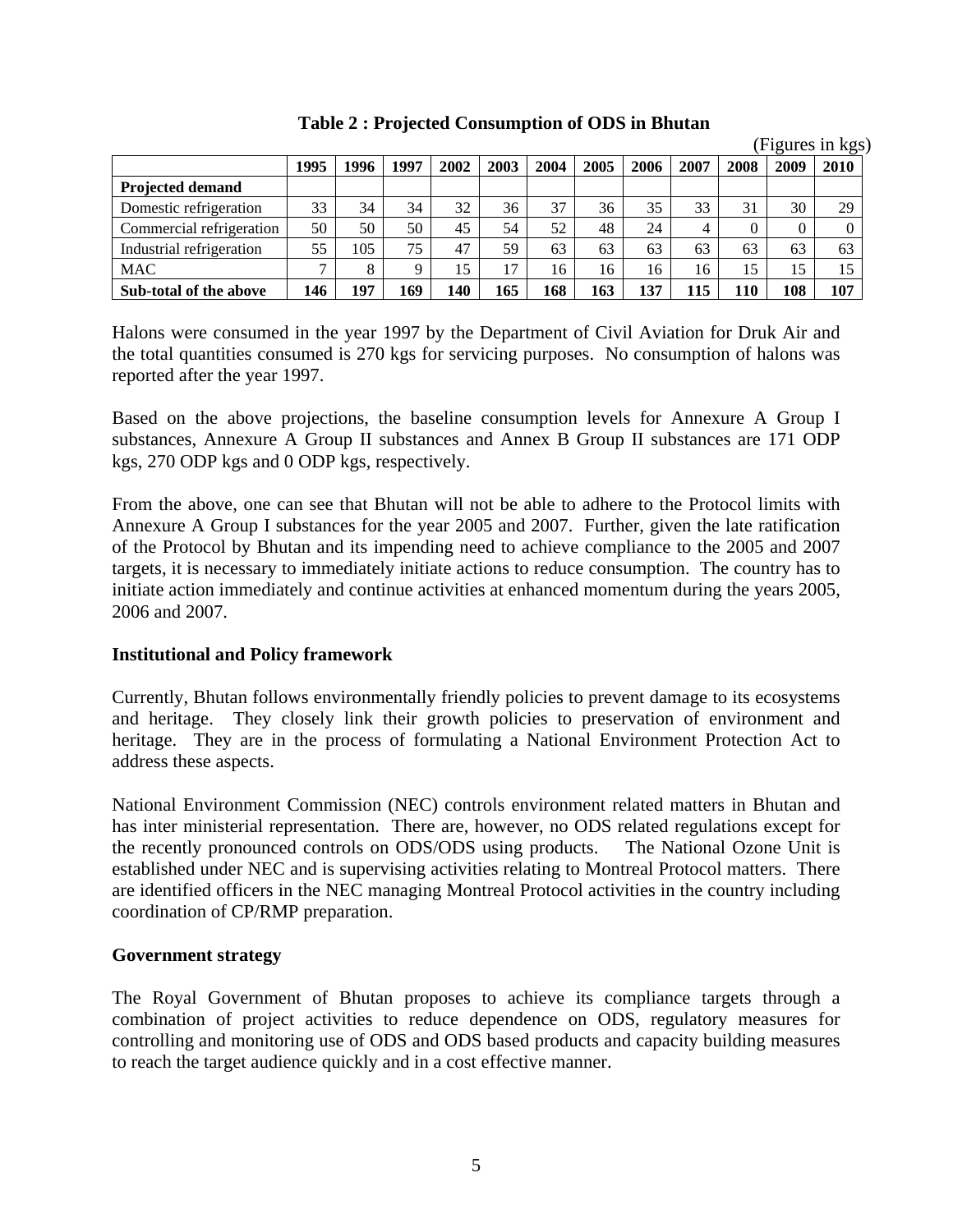**Table 2 : Projected Consumption of ODS in Bhutan**

(Figures in kgs)

| | 1995 | 1996 | 1997 | 2002 | 2003 | 2004 | 2005 | 2006 | 2007 | 2008 | 2009 | 2010 |
|---|---|---|---|---|---|---|---|---|---|---|---|---|
| **Projected demand** | | | | | | | | | | | | |
| Domestic refrigeration | 33 | 34 | 34 | 32 | 36 | 37 | 36 | 35 | 33 | 31 | 30 | 29 |
| Commercial refrigeration | 50 | 50 | 50 | 45 | 54 | 52 | 48 | 24 | 4 | 0 | 0 | 0 |
| Industrial refrigeration | 55 | 105 | 75 | 47 | 59 | 63 | 63 | 63 | 63 | 63 | 63 | 63 |
| MAC | 7 | 8 | 9 | 15 | 17 | 16 | 16 | 16 | 16 | 15 | 15 | 15 |
| **Sub-total of the above** | **146** | **197** | **169** | **140** | **165** | **168** | **163** | **137** | **115** | **110** | **108** | **107** |

Halons were consumed in the year 1997 by the Department of Civil Aviation for Druk Air and the total quantities consumed is 270 kgs for servicing purposes. No consumption of halons was reported after the year 1997.

Based on the above projections, the baseline consumption levels for Annexure A Group I substances, Annexure A Group II substances and Annex B Group II substances are 171 ODP kgs, 270 ODP kgs and 0 ODP kgs, respectively.

From the above, one can see that Bhutan will not be able to adhere to the Protocol limits with Annexure A Group I substances for the year 2005 and 2007. Further, given the late ratification of the Protocol by Bhutan and its impending need to achieve compliance to the 2005 and 2007 targets, it is necessary to immediately initiate actions to reduce consumption. The country has to initiate action immediately and continue activities at enhanced momentum during the years 2005, 2006 and 2007.

**Institutional and Policy framework**

Currently, Bhutan follows environmentally friendly policies to prevent damage to its ecosystems and heritage. They closely link their growth policies to preservation of environment and heritage. They are in the process of formulating a National Environment Protection Act to address these aspects.

National Environment Commission (NEC) controls environment related matters in Bhutan and has inter ministerial representation. There are, however, no ODS related regulations except for the recently pronounced controls on ODS/ODS using products. The National Ozone Unit is established under NEC and is supervising activities relating to Montreal Protocol matters. There are identified officers in the NEC managing Montreal Protocol activities in the country including coordination of CP/RMP preparation.

**Government strategy**

The Royal Government of Bhutan proposes to achieve its compliance targets through a combination of project activities to reduce dependence on ODS, regulatory measures for controlling and monitoring use of ODS and ODS based products and capacity building measures to reach the target audience quickly and in a cost effective manner.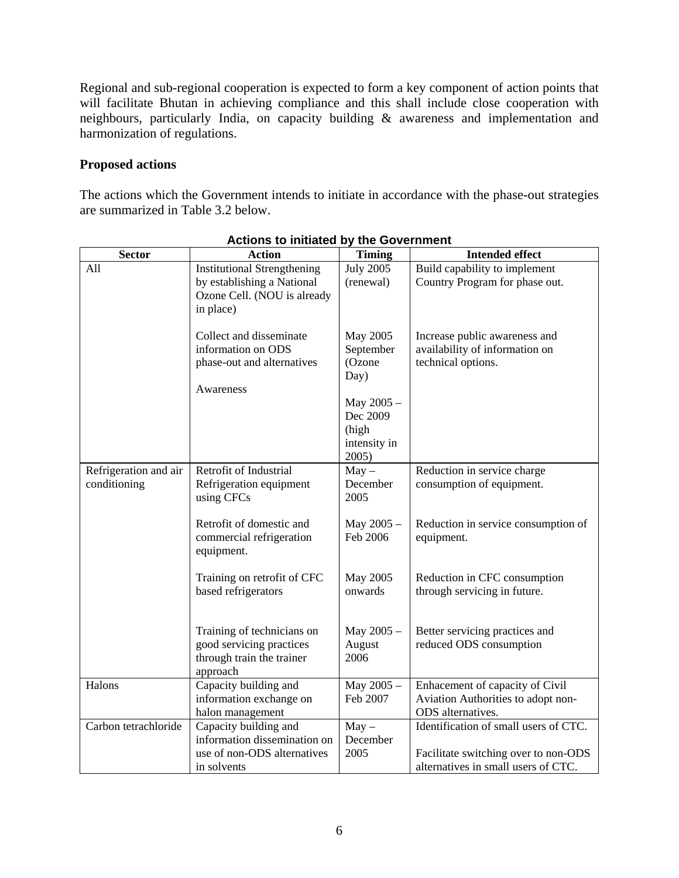Regional and sub-regional cooperation is expected to form a key component of action points that will facilitate Bhutan in achieving compliance and this shall include close cooperation with neighbours, particularly India, on capacity building & awareness and implementation and harmonization of regulations.

**Proposed actions**

The actions which the Government intends to initiate in accordance with the phase-out strategies are summarized in Table 3.2 below.

**Actions to initiated by the Government**

| Sector | Action | Timing | Intended effect |
|---|---|---|---|
| All | Institutional Strengthening by establishing a National Ozone Cell. (NOU is already in place) | July 2005 (renewal) | Build capability to implement Country Program for phase out. |
| | Collect and disseminate information on ODS phase-out and alternatives<br><br>Awareness | May 2005 September (Ozone Day)<br><br>May 2005 – Dec 2009 (high intensity in 2005) | Increase public awareness and availability of information on technical options. |
| Refrigeration and air conditioning | Retrofit of Industrial Refrigeration equipment using CFCs | May – December 2005 | Reduction in service charge consumption of equipment. |
| | Retrofit of domestic and commercial refrigeration equipment. | May 2005 – Feb 2006 | Reduction in service consumption of equipment. |
| | Training on retrofit of CFC based refrigerators | May 2005 onwards | Reduction in CFC consumption through servicing in future. |
| | Training of technicians on good servicing practices through train the trainer approach | May 2005 – August 2006 | Better servicing practices and reduced ODS consumption |
| Halons | Capacity building and information exchange on halon management | May 2005 – Feb 2007 | Enhacement of capacity of Civil Aviation Authorities to adopt non-ODS alternatives. |
| Carbon tetrachloride | Capacity building and information dissemination on use of non-ODS alternatives in solvents | May – December 2005 | Identification of small users of CTC.<br><br>Facilitate switching over to non-ODS alternatives in small users of CTC. |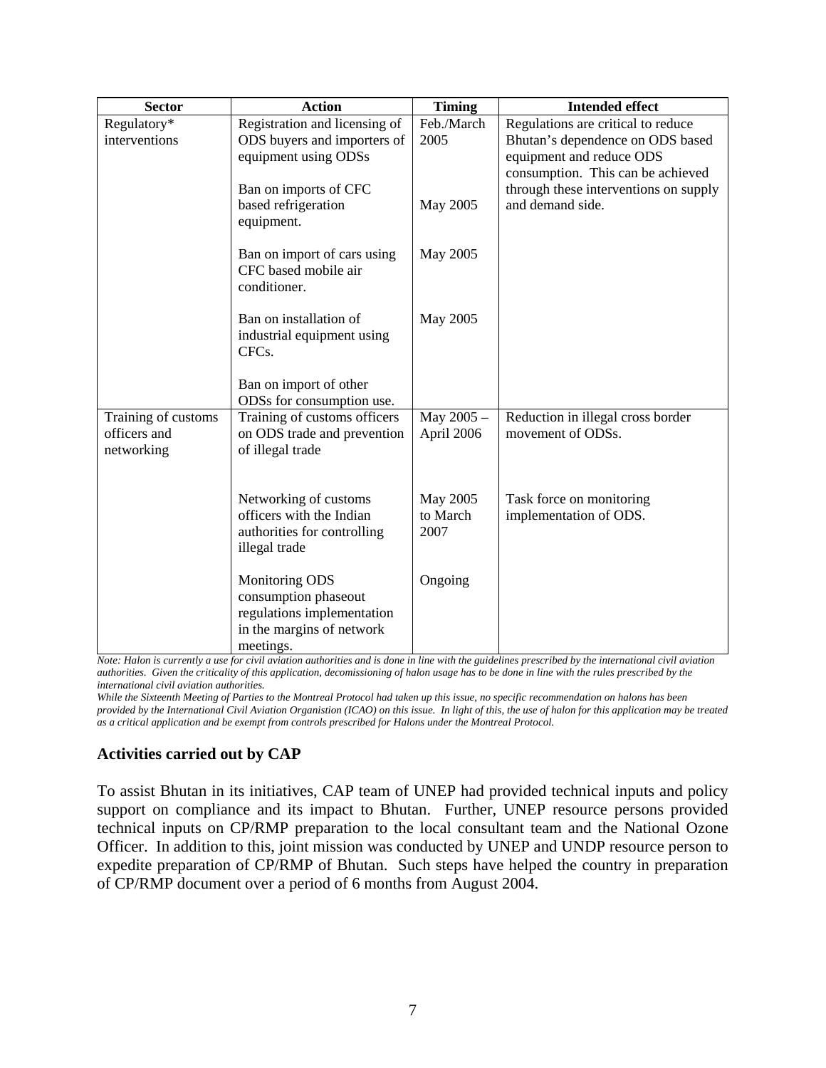| Sector | Action | Timing | Intended effect |
|---|---|---|---|
| Regulatory* interventions | Registration and licensing of ODS buyers and importers of equipment using ODSs | Feb./March 2005 | Regulations are critical to reduce Bhutan's dependence on ODS based equipment and reduce ODS consumption. This can be achieved through these interventions on supply and demand side. |
| | Ban on imports of CFC based refrigeration equipment. | May 2005 | |
| | Ban on import of cars using CFC based mobile air conditioner. | May 2005 | |
| | Ban on installation of industrial equipment using CFCs. | May 2005 | |
| | Ban on import of other ODSs for consumption use. | | |
| Training of customs officers and networking | Training of customs officers on ODS trade and prevention of illegal trade | May 2005 – April 2006 | Reduction in illegal cross border movement of ODSs. |
| | Networking of customs officers with the Indian authorities for controlling illegal trade | May 2005 to March 2007 | Task force on monitoring implementation of ODS. |
| | Monitoring ODS consumption phaseout regulations implementation in the margins of network meetings. | Ongoing | |

*Note: Halon is currently a use for civil aviation authorities and is done in line with the guidelines prescribed by the international civil aviation authorities. Given the criticality of this application, decomissioning of halon usage has to be done in line with the rules prescribed by the international civil aviation authorities.*

*While the Sixteenth Meeting of Parties to the Montreal Protocol had taken up this issue, no specific recommendation on halons has been provided by the International Civil Aviation Organistion (ICAO) on this issue. In light of this, the use of halon for this application may be treated as a critical application and be exempt from controls prescribed for Halons under the Montreal Protocol.*

### Activities carried out by CAP

To assist Bhutan in its initiatives, CAP team of UNEP had provided technical inputs and policy support on compliance and its impact to Bhutan. Further, UNEP resource persons provided technical inputs on CP/RMP preparation to the local consultant team and the National Ozone Officer. In addition to this, joint mission was conducted by UNEP and UNDP resource person to expedite preparation of CP/RMP of Bhutan. Such steps have helped the country in preparation of CP/RMP document over a period of 6 months from August 2004.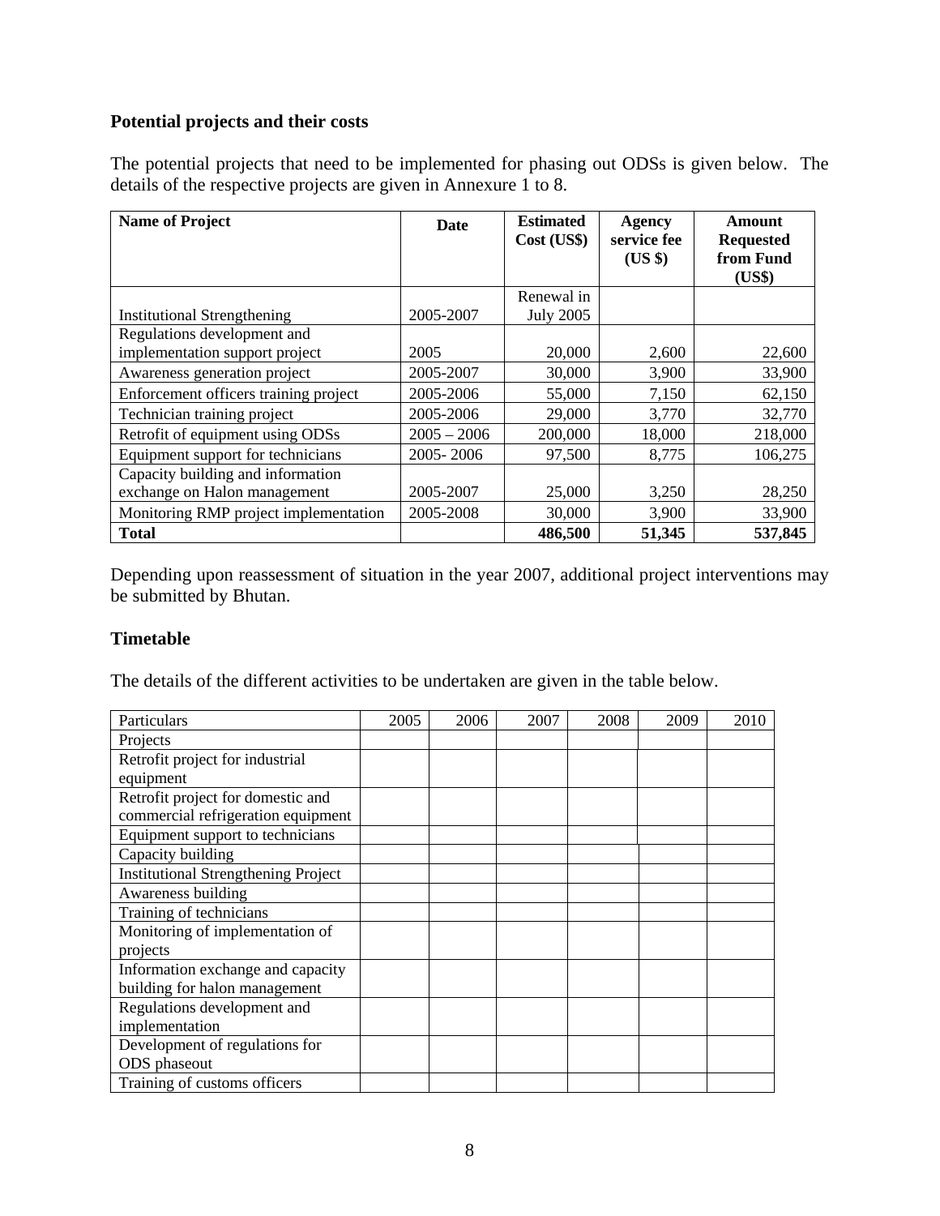**Potential projects and their costs**

The potential projects that need to be implemented for phasing out ODSs is given below. The details of the respective projects are given in Annexure 1 to 8.

| Name of Project | Date | Estimated Cost (US$) | Agency service fee (US $) | Amount Requested from Fund (US$) |
|---|---|---|---|---|
| Institutional Strengthening | 2005-2007 | Renewal in July 2005 | | |
| Regulations development and implementation support project | 2005 | 20,000 | 2,600 | 22,600 |
| Awareness generation project | 2005-2007 | 30,000 | 3,900 | 33,900 |
| Enforcement officers training project | 2005-2006 | 55,000 | 7,150 | 62,150 |
| Technician training project | 2005-2006 | 29,000 | 3,770 | 32,770 |
| Retrofit of equipment using ODSs | 2005 – 2006 | 200,000 | 18,000 | 218,000 |
| Equipment support for technicians | 2005- 2006 | 97,500 | 8,775 | 106,275 |
| Capacity building and information exchange on Halon management | 2005-2007 | 25,000 | 3,250 | 28,250 |
| Monitoring RMP project implementation | 2005-2008 | 30,000 | 3,900 | 33,900 |
| **Total** | | **486,500** | **51,345** | **537,845** |

Depending upon reassessment of situation in the year 2007, additional project interventions may be submitted by Bhutan.

**Timetable**

The details of the different activities to be undertaken are given in the table below.

| Particulars | 2005 | 2006 | 2007 | 2008 | 2009 | 2010 |
|---|---|---|---|---|---|---|
| Projects | | | | | | |
| Retrofit project for industrial equipment | | | | | | |
| Retrofit project for domestic and commercial refrigeration equipment | | | | | | |
| Equipment support to technicians | | | | | | |
| Capacity building | | | | | | |
| Institutional Strengthening Project | | | | | | |
| Awareness building | | | | | | |
| Training of technicians | | | | | | |
| Monitoring of implementation of projects | | | | | | |
| Information exchange and capacity building for halon management | | | | | | |
| Regulations development and implementation | | | | | | |
| Development of regulations for ODS phaseout | | | | | | |
| Training of customs officers | | | | | | |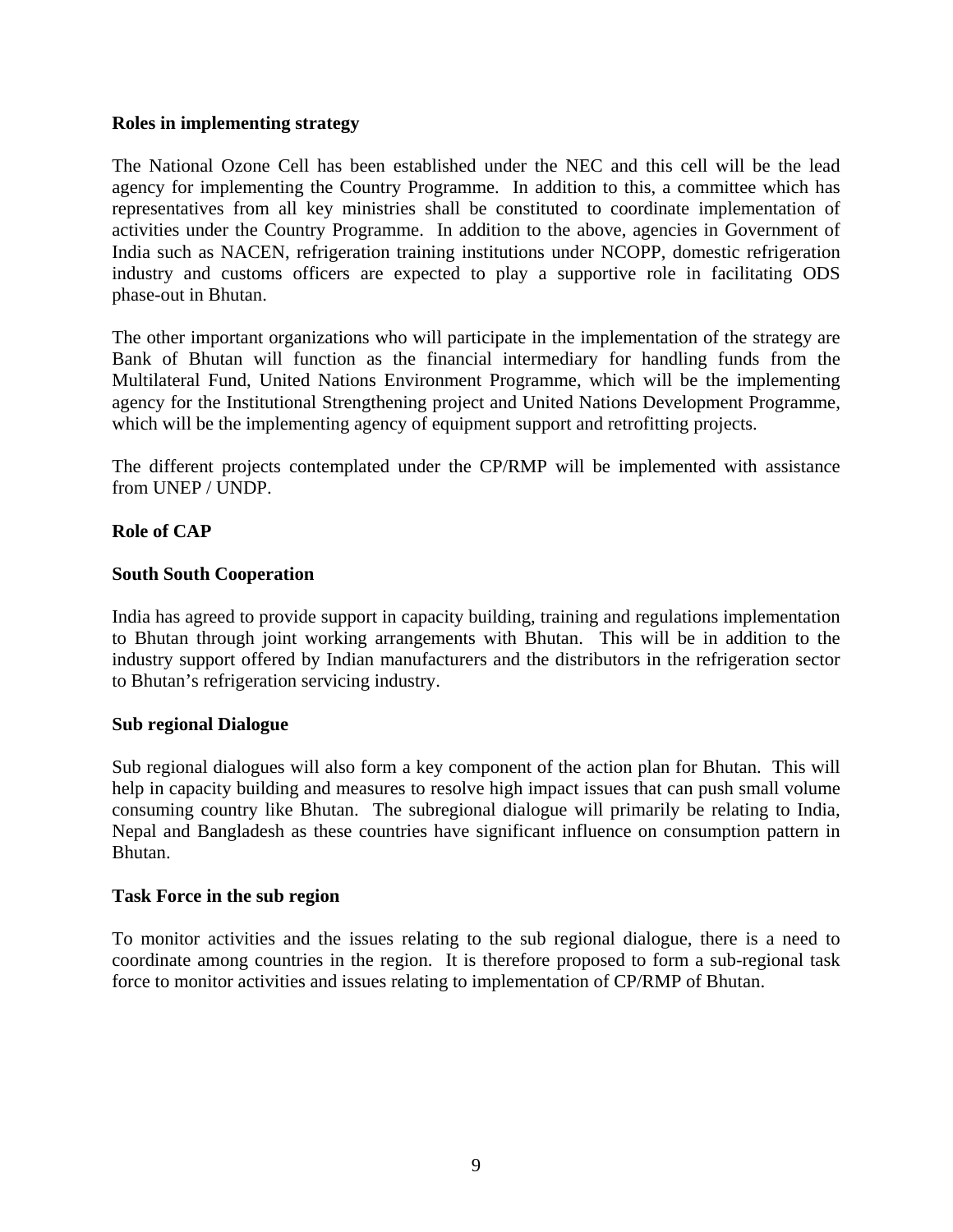**Roles in implementing strategy**

The National Ozone Cell has been established under the NEC and this cell will be the lead agency for implementing the Country Programme. In addition to this, a committee which has representatives from all key ministries shall be constituted to coordinate implementation of activities under the Country Programme. In addition to the above, agencies in Government of India such as NACEN, refrigeration training institutions under NCOPP, domestic refrigeration industry and customs officers are expected to play a supportive role in facilitating ODS phase-out in Bhutan.

The other important organizations who will participate in the implementation of the strategy are Bank of Bhutan will function as the financial intermediary for handling funds from the Multilateral Fund, United Nations Environment Programme, which will be the implementing agency for the Institutional Strengthening project and United Nations Development Programme, which will be the implementing agency of equipment support and retrofitting projects.

The different projects contemplated under the CP/RMP will be implemented with assistance from UNEP / UNDP.

**Role of CAP**

**South South Cooperation**

India has agreed to provide support in capacity building, training and regulations implementation to Bhutan through joint working arrangements with Bhutan. This will be in addition to the industry support offered by Indian manufacturers and the distributors in the refrigeration sector to Bhutan's refrigeration servicing industry.

**Sub regional Dialogue**

Sub regional dialogues will also form a key component of the action plan for Bhutan. This will help in capacity building and measures to resolve high impact issues that can push small volume consuming country like Bhutan. The subregional dialogue will primarily be relating to India, Nepal and Bangladesh as these countries have significant influence on consumption pattern in Bhutan.

**Task Force in the sub region**

To monitor activities and the issues relating to the sub regional dialogue, there is a need to coordinate among countries in the region. It is therefore proposed to form a sub-regional task force to monitor activities and issues relating to implementation of CP/RMP of Bhutan.